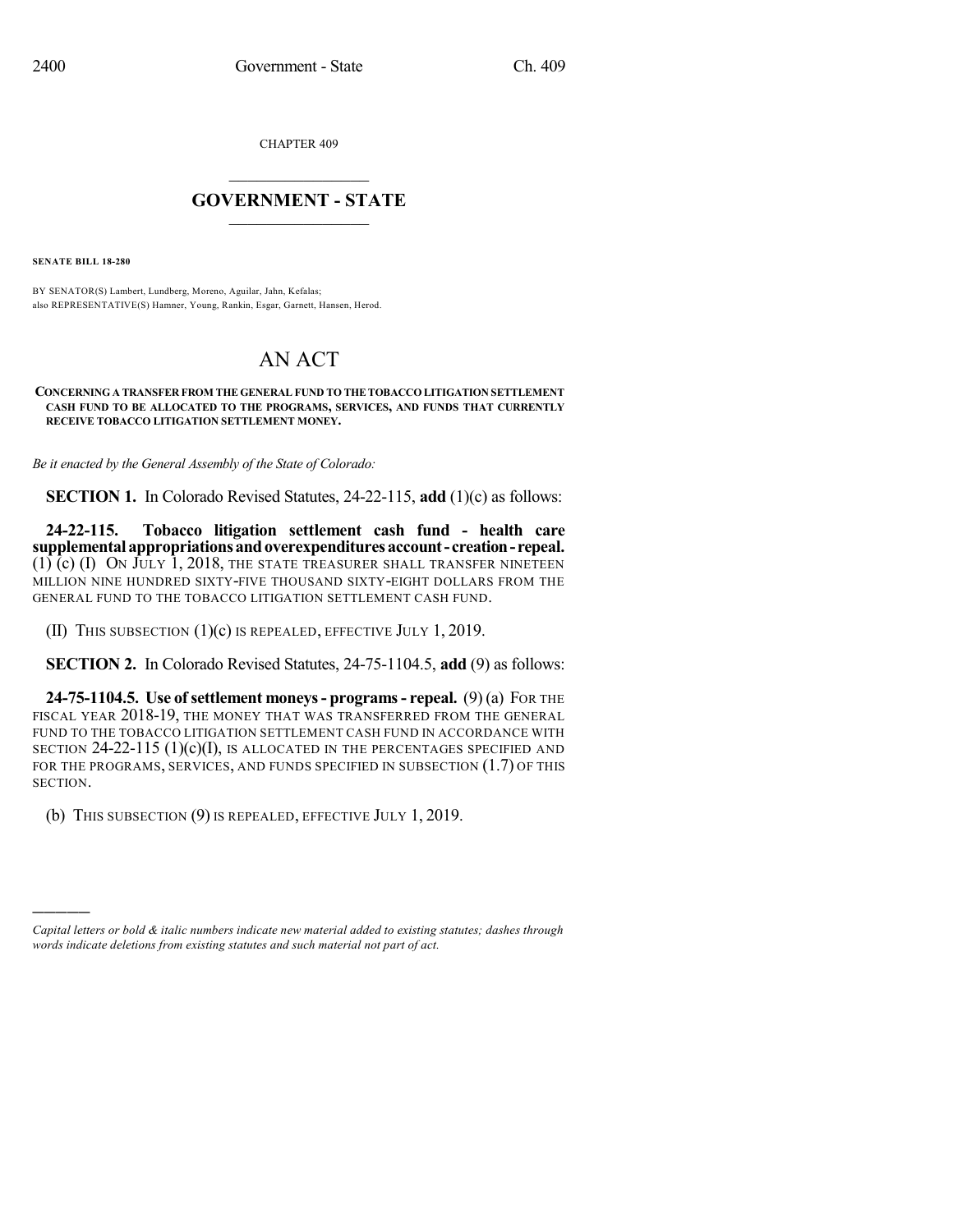CHAPTER 409

# GOVERNMENT - STATE

**SENATE BILL 18-280**

BY SENATOR(S) Lambert, Lundberg, Moreno, Aguilar, Jahn, Kefalas;
also REPRESENTATIVE(S) Hamner, Young, Rankin, Esgar, Garnett, Hansen, Herod.

# AN ACT

**CONCERNING A TRANSFER FROM THE GENERAL FUND TO THE TOBACCO LITIGATION SETTLEMENT CASH FUND TO BE ALLOCATED TO THE PROGRAMS, SERVICES, AND FUNDS THAT CURRENTLY RECEIVE TOBACCO LITIGATION SETTLEMENT MONEY.**

*Be it enacted by the General Assembly of the State of Colorado:*

**SECTION 1.** In Colorado Revised Statutes, 24-22-115, **add** (1)(c) as follows:

**24-22-115. Tobacco litigation settlement cash fund - health care supplemental appropriations and overexpenditures account - creation - repeal.** (1) (c) (I) ON JULY 1, 2018, THE STATE TREASURER SHALL TRANSFER NINETEEN MILLION NINE HUNDRED SIXTY-FIVE THOUSAND SIXTY-EIGHT DOLLARS FROM THE GENERAL FUND TO THE TOBACCO LITIGATION SETTLEMENT CASH FUND.

(II) THIS SUBSECTION (1)(c) IS REPEALED, EFFECTIVE JULY 1, 2019.

**SECTION 2.** In Colorado Revised Statutes, 24-75-1104.5, **add** (9) as follows:

**24-75-1104.5. Use of settlement moneys - programs - repeal.** (9) (a) FOR THE FISCAL YEAR 2018-19, THE MONEY THAT WAS TRANSFERRED FROM THE GENERAL FUND TO THE TOBACCO LITIGATION SETTLEMENT CASH FUND IN ACCORDANCE WITH SECTION 24-22-115 (1)(c)(I), IS ALLOCATED IN THE PERCENTAGES SPECIFIED AND FOR THE PROGRAMS, SERVICES, AND FUNDS SPECIFIED IN SUBSECTION (1.7) OF THIS SECTION.

(b) THIS SUBSECTION (9) IS REPEALED, EFFECTIVE JULY 1, 2019.

---

*Capital letters or bold & italic numbers indicate new material added to existing statutes; dashes through words indicate deletions from existing statutes and such material not part of act.*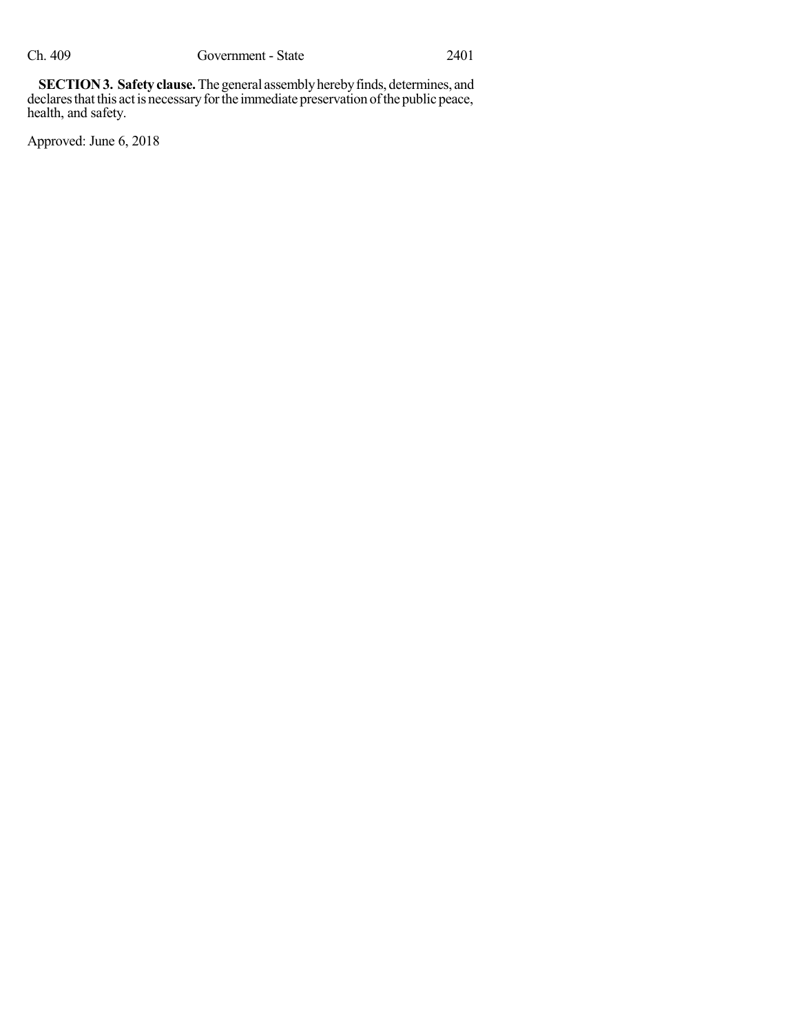**SECTION 3. Safety clause.** The general assembly hereby finds, determines, and declares that this act is necessary for the immediate preservation of the public peace, health, and safety.

Approved: June 6, 2018